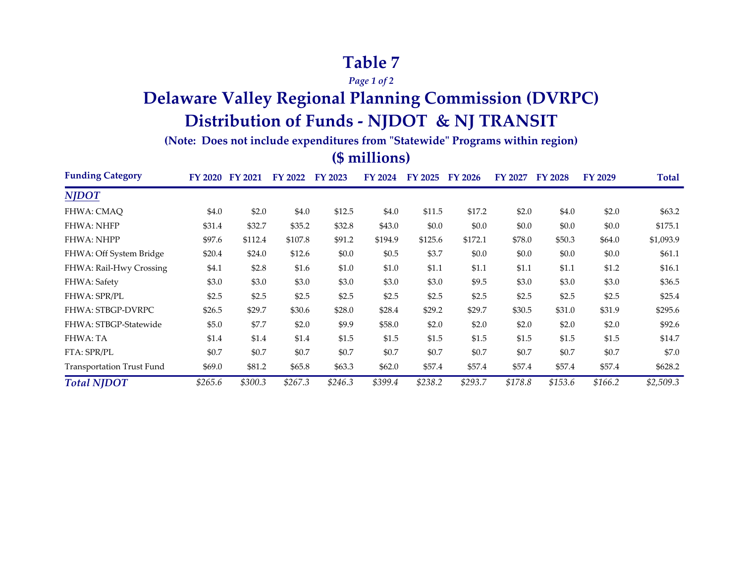# Table 7

*Page 1 of 2*

## Delaware Valley Regional Planning Commission (DVRPC)
## Distribution of Funds - NJDOT & NJ TRANSIT

**(Note: Does not include expenditures from "Statewide" Programs within region)**

**($ millions)**

| Funding Category | FY 2020 | FY 2021 | FY 2022 | FY 2023 | FY 2024 | FY 2025 | FY 2026 | FY 2027 | FY 2028 | FY 2029 | Total |
|---|---|---|---|---|---|---|---|---|---|---|---|
| ***NJDOT*** | | | | | | | | | | | |
| FHWA: CMAQ | $4.0 | $2.0 | $4.0 | $12.5 | $4.0 | $11.5 | $17.2 | $2.0 | $4.0 | $2.0 | $63.2 |
| FHWA: NHFP | $31.4 | $32.7 | $35.2 | $32.8 | $43.0 | $0.0 | $0.0 | $0.0 | $0.0 | $0.0 | $175.1 |
| FHWA: NHPP | $97.6 | $112.4 | $107.8 | $91.2 | $194.9 | $125.6 | $172.1 | $78.0 | $50.3 | $64.0 | $1,093.9 |
| FHWA: Off System Bridge | $20.4 | $24.0 | $12.6 | $0.0 | $0.5 | $3.7 | $0.0 | $0.0 | $0.0 | $0.0 | $61.1 |
| FHWA: Rail-Hwy Crossing | $4.1 | $2.8 | $1.6 | $1.0 | $1.0 | $1.1 | $1.1 | $1.1 | $1.1 | $1.2 | $16.1 |
| FHWA: Safety | $3.0 | $3.0 | $3.0 | $3.0 | $3.0 | $3.0 | $9.5 | $3.0 | $3.0 | $3.0 | $36.5 |
| FHWA: SPR/PL | $2.5 | $2.5 | $2.5 | $2.5 | $2.5 | $2.5 | $2.5 | $2.5 | $2.5 | $2.5 | $25.4 |
| FHWA: STBGP-DVRPC | $26.5 | $29.7 | $30.6 | $28.0 | $28.4 | $29.2 | $29.7 | $30.5 | $31.0 | $31.9 | $295.6 |
| FHWA: STBGP-Statewide | $5.0 | $7.7 | $2.0 | $9.9 | $58.0 | $2.0 | $2.0 | $2.0 | $2.0 | $2.0 | $92.6 |
| FHWA: TA | $1.4 | $1.4 | $1.4 | $1.5 | $1.5 | $1.5 | $1.5 | $1.5 | $1.5 | $1.5 | $14.7 |
| FTA: SPR/PL | $0.7 | $0.7 | $0.7 | $0.7 | $0.7 | $0.7 | $0.7 | $0.7 | $0.7 | $0.7 | $7.0 |
| Transportation Trust Fund | $69.0 | $81.2 | $65.8 | $63.3 | $62.0 | $57.4 | $57.4 | $57.4 | $57.4 | $57.4 | $628.2 |
| ***Total NJDOT*** | *$265.6* | *$300.3* | *$267.3* | *$246.3* | *$399.4* | *$238.2* | *$293.7* | *$178.8* | *$153.6* | *$166.2* | *$2,509.3* |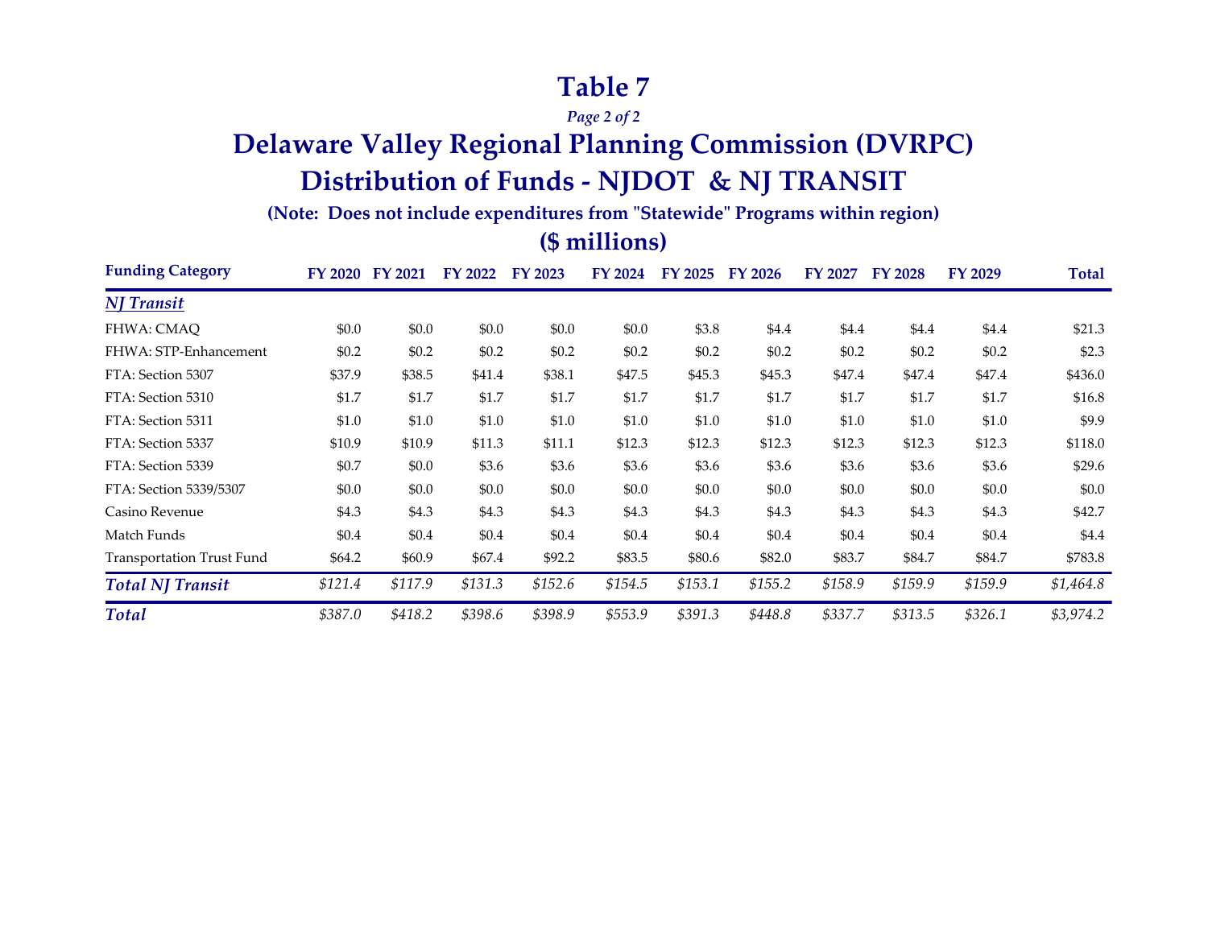# Table 7

*Page 2 of 2*

# Delaware Valley Regional Planning Commission (DVRPC)

# Distribution of Funds - NJDOT & NJ TRANSIT

**(Note: Does not include expenditures from "Statewide" Programs within region)**

**($ millions)**

| Funding Category | FY 2020 | FY 2021 | FY 2022 | FY 2023 | FY 2024 | FY 2025 | FY 2026 | FY 2027 | FY 2028 | FY 2029 | Total |
|---|---|---|---|---|---|---|---|---|---|---|---|
| ***NJ Transit*** | | | | | | | | | | | |
| FHWA: CMAQ | $0.0 | $0.0 | $0.0 | $0.0 | $0.0 | $3.8 | $4.4 | $4.4 | $4.4 | $4.4 | $21.3 |
| FHWA: STP-Enhancement | $0.2 | $0.2 | $0.2 | $0.2 | $0.2 | $0.2 | $0.2 | $0.2 | $0.2 | $0.2 | $2.3 |
| FTA: Section 5307 | $37.9 | $38.5 | $41.4 | $38.1 | $47.5 | $45.3 | $45.3 | $47.4 | $47.4 | $47.4 | $436.0 |
| FTA: Section 5310 | $1.7 | $1.7 | $1.7 | $1.7 | $1.7 | $1.7 | $1.7 | $1.7 | $1.7 | $1.7 | $16.8 |
| FTA: Section 5311 | $1.0 | $1.0 | $1.0 | $1.0 | $1.0 | $1.0 | $1.0 | $1.0 | $1.0 | $1.0 | $9.9 |
| FTA: Section 5337 | $10.9 | $10.9 | $11.3 | $11.1 | $12.3 | $12.3 | $12.3 | $12.3 | $12.3 | $12.3 | $118.0 |
| FTA: Section 5339 | $0.7 | $0.0 | $3.6 | $3.6 | $3.6 | $3.6 | $3.6 | $3.6 | $3.6 | $3.6 | $29.6 |
| FTA: Section 5339/5307 | $0.0 | $0.0 | $0.0 | $0.0 | $0.0 | $0.0 | $0.0 | $0.0 | $0.0 | $0.0 | $0.0 |
| Casino Revenue | $4.3 | $4.3 | $4.3 | $4.3 | $4.3 | $4.3 | $4.3 | $4.3 | $4.3 | $4.3 | $42.7 |
| Match Funds | $0.4 | $0.4 | $0.4 | $0.4 | $0.4 | $0.4 | $0.4 | $0.4 | $0.4 | $0.4 | $4.4 |
| Transportation Trust Fund | $64.2 | $60.9 | $67.4 | $92.2 | $83.5 | $80.6 | $82.0 | $83.7 | $84.7 | $84.7 | $783.8 |
| ***Total NJ Transit*** | *$121.4* | *$117.9* | *$131.3* | *$152.6* | *$154.5* | *$153.1* | *$155.2* | *$158.9* | *$159.9* | *$159.9* | *$1,464.8* |
| ***Total*** | *$387.0* | *$418.2* | *$398.6* | *$398.9* | *$553.9* | *$391.3* | *$448.8* | *$337.7* | *$313.5* | *$326.1* | *$3,974.2* |